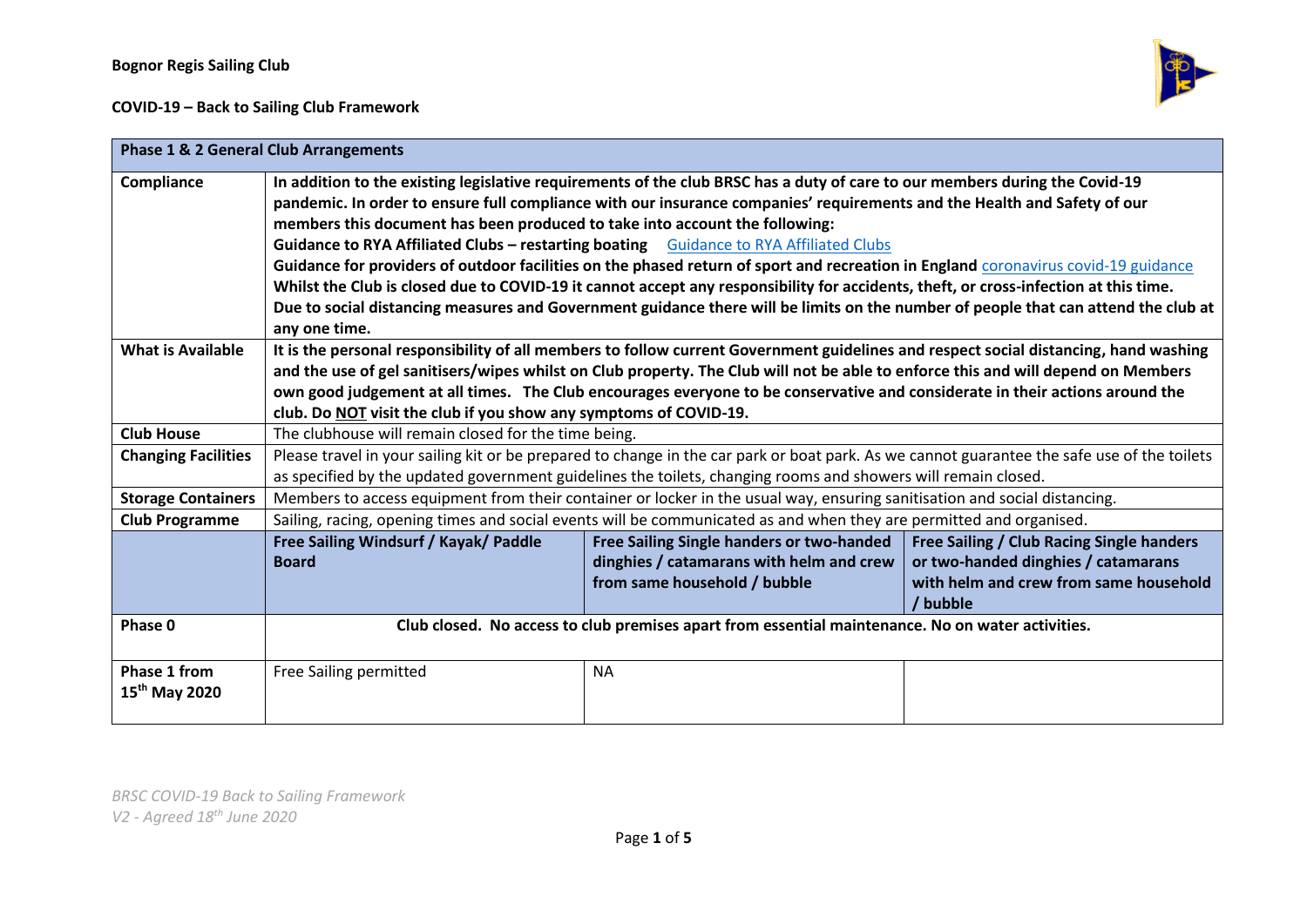**Bognor Regis Sailing Club**

**COVID-19 – Back to Sailing Club Framework**

| **Phase 1 & 2 General Club Arrangements** | | | |
|---|---|---|---|
| **Compliance** | **In addition to the existing legislative requirements of the club BRSC has a duty of care to our members during the Covid-19 pandemic. In order to ensure full compliance with our insurance companies' requirements and the Health and Safety of our members this document has been produced to take into account the following:** **Guidance to RYA Affiliated Clubs – restarting boating** [Guidance to RYA Affiliated Clubs] **Guidance for providers of outdoor facilities on the phased return of sport and recreation in England** [coronavirus covid-19 guidance] **Whilst the Club is closed due to COVID-19 it cannot accept any responsibility for accidents, theft, or cross-infection at this time. Due to social distancing measures and Government guidance there will be limits on the number of people that can attend the club at any one time.** | | |
| **What is Available** | **It is the personal responsibility of all members to follow current Government guidelines and respect social distancing, hand washing and the use of gel sanitisers/wipes whilst on Club property. The Club will not be able to enforce this and will depend on Members own good judgement at all times. The Club encourages everyone to be conservative and considerate in their actions around the club. Do NOT visit the club if you show any symptoms of COVID-19.** | | |
| **Club House** | The clubhouse will remain closed for the time being. | | |
| **Changing Facilities** | Please travel in your sailing kit or be prepared to change in the car park or boat park. As we cannot guarantee the safe use of the toilets as specified by the updated government guidelines the toilets, changing rooms and showers will remain closed. | | |
| **Storage Containers** | Members to access equipment from their container or locker in the usual way, ensuring sanitisation and social distancing. | | |
| **Club Programme** | Sailing, racing, opening times and social events will be communicated as and when they are permitted and organised. | | |
| | **Free Sailing Windsurf / Kayak/ Paddle Board** | **Free Sailing Single handers or two-handed dinghies / catamarans with helm and crew from same household / bubble** | **Free Sailing / Club Racing Single handers or two-handed dinghies / catamarans with helm and crew from same household / bubble** |
| **Phase 0** | **Club closed. No access to club premises apart from essential maintenance. No on water activities.** | | |
| **Phase 1 from 15th May 2020** | Free Sailing permitted | NA | |

*BRSC COVID-19 Back to Sailing Framework*
*V2 - Agreed 18th June 2020*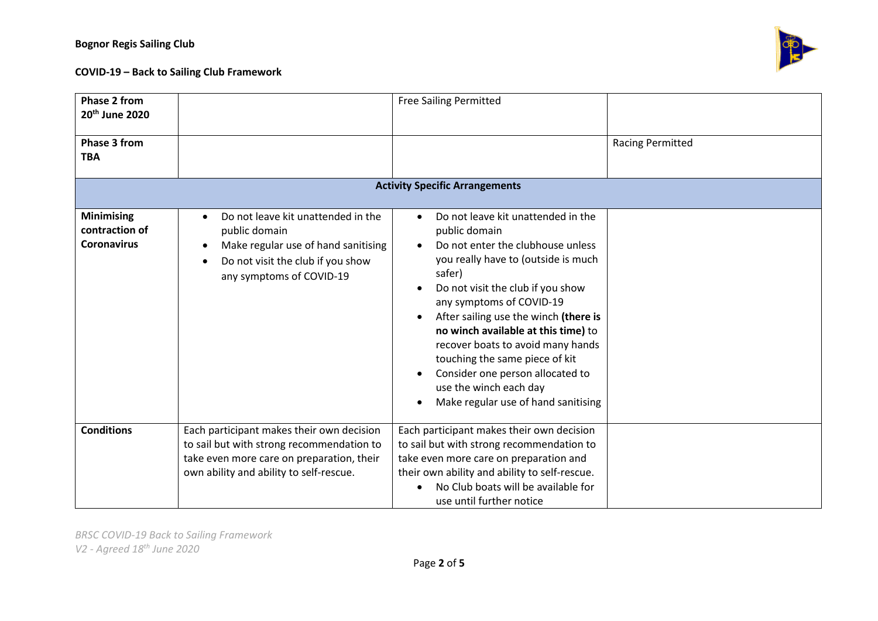| | | | |
|---|---|---|---|
| **Phase 2 from 20th June 2020** | | Free Sailing Permitted | |
| **Phase 3 from TBA** | | | Racing Permitted |
| **Activity Specific Arrangements** | | | |
| **Minimising contraction of Coronavirus** | • Do not leave kit unattended in the public domain<br>• Make regular use of hand sanitising<br>• Do not visit the club if you show any symptoms of COVID-19 | • Do not leave kit unattended in the public domain<br>• Do not enter the clubhouse unless you really have to (outside is much safer)<br>• Do not visit the club if you show any symptoms of COVID-19<br>• After sailing use the winch **(there is no winch available at this time)** to recover boats to avoid many hands touching the same piece of kit<br>• Consider one person allocated to use the winch each day<br>• Make regular use of hand sanitising | |
| **Conditions** | Each participant makes their own decision to sail but with strong recommendation to take even more care on preparation, their own ability and ability to self-rescue. | Each participant makes their own decision to sail but with strong recommendation to take even more care on preparation and their own ability and ability to self-rescue.<br>• No Club boats will be available for use until further notice | |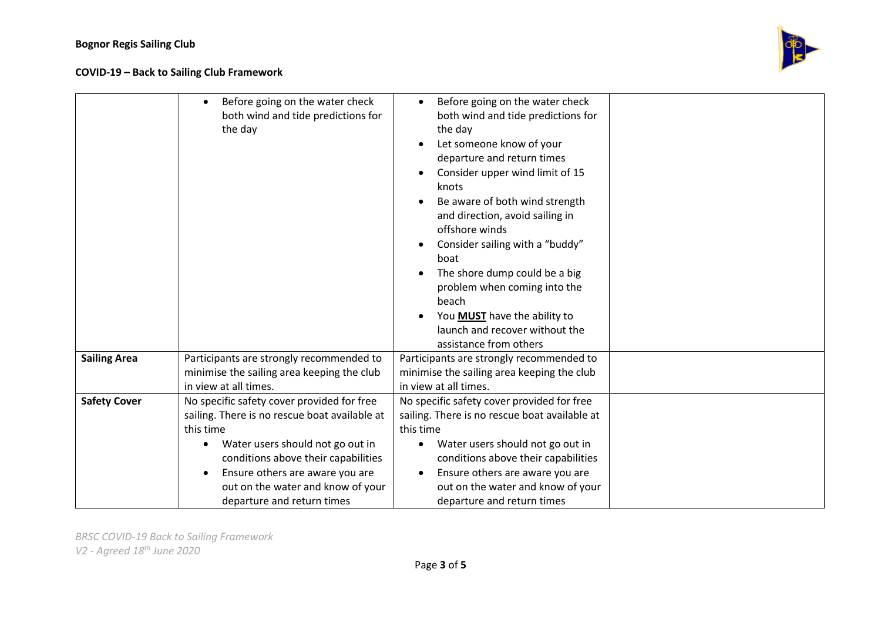| | | | |
|---|---|---|---|
| | • Before going on the water check both wind and tide predictions for the day | • Before going on the water check both wind and tide predictions for the day<br>• Let someone know of your departure and return times<br>• Consider upper wind limit of 15 knots<br>• Be aware of both wind strength and direction, avoid sailing in offshore winds<br>• Consider sailing with a "buddy" boat<br>• The shore dump could be a big problem when coming into the beach<br>• You **<u>MUST</u>** have the ability to launch and recover without the assistance from others | |
| **Sailing Area** | Participants are strongly recommended to minimise the sailing area keeping the club in view at all times. | Participants are strongly recommended to minimise the sailing area keeping the club in view at all times. | |
| **Safety Cover** | No specific safety cover provided for free sailing. There is no rescue boat available at this time<br>• Water users should not go out in conditions above their capabilities<br>• Ensure others are aware you are out on the water and know of your departure and return times | No specific safety cover provided for free sailing. There is no rescue boat available at this time<br>• Water users should not go out in conditions above their capabilities<br>• Ensure others are aware you are out on the water and know of your departure and return times | |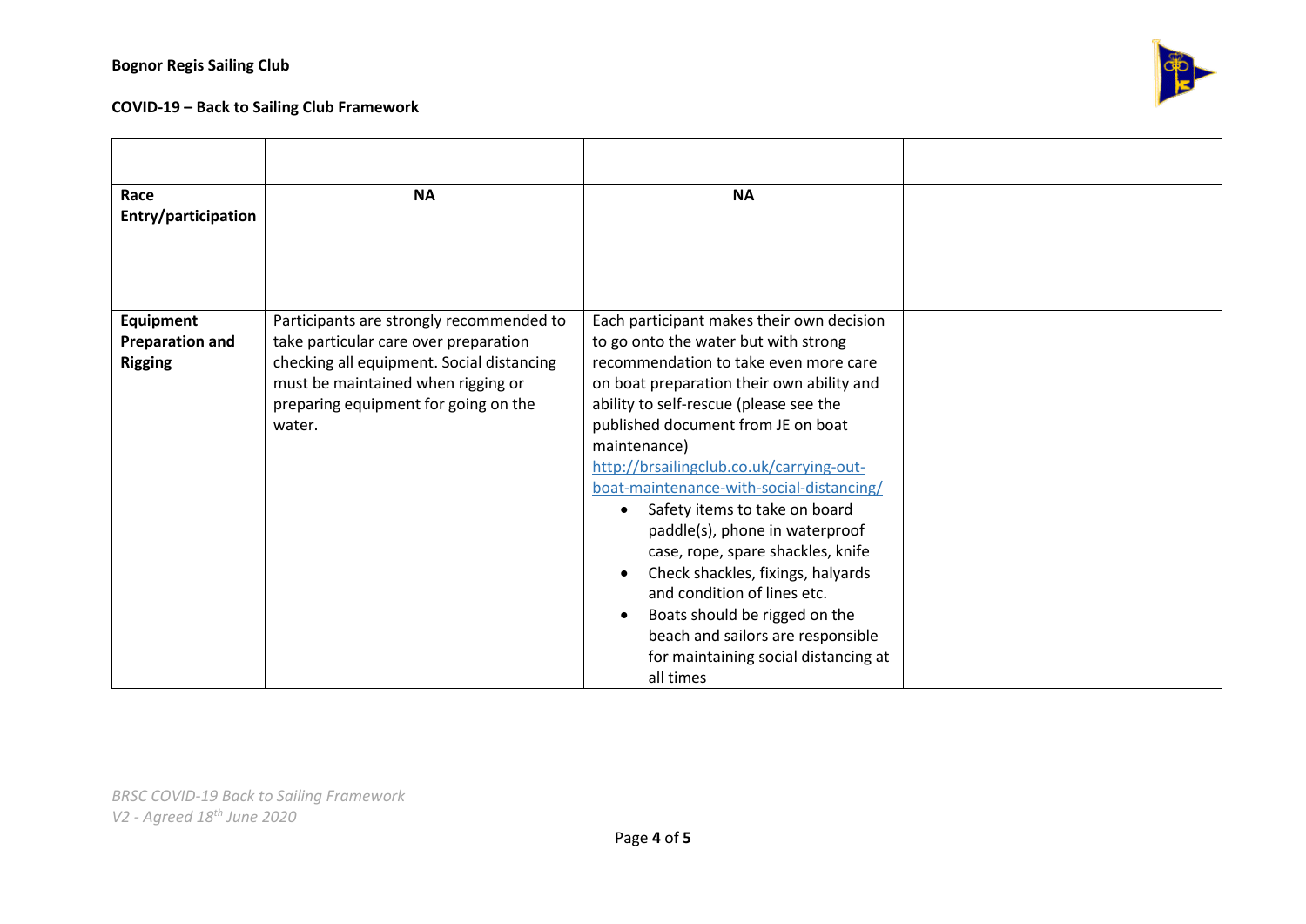| | | | |
|---|---|---|---|
| **Race Entry/participation** | **NA** | **NA** | |
| **Equipment Preparation and Rigging** | Participants are strongly recommended to take particular care over preparation checking all equipment. Social distancing must be maintained when rigging or preparing equipment for going on the water. | Each participant makes their own decision to go onto the water but with strong recommendation to take even more care on boat preparation their own ability and ability to self-rescue (please see the published document from JE on boat maintenance) [http://brsailingclub.co.uk/carrying-out-boat-maintenance-with-social-distancing/](http://brsailingclub.co.uk/carrying-out-boat-maintenance-with-social-distancing/) <br>• Safety items to take on board paddle(s), phone in waterproof case, rope, spare shackles, knife<br>• Check shackles, fixings, halyards and condition of lines etc.<br>• Boats should be rigged on the beach and sailors are responsible for maintaining social distancing at all times | |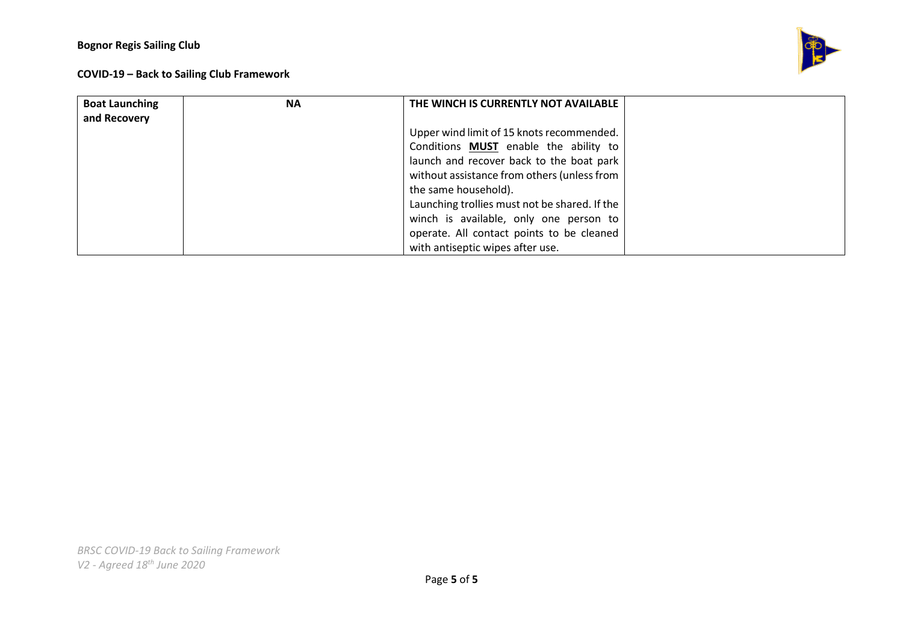| | | | |
|---|---|---|---|
| **Boat Launching and Recovery** | **NA** | **THE WINCH IS CURRENTLY NOT AVAILABLE**<br><br>Upper wind limit of 15 knots recommended. Conditions **MUST** enable the ability to launch and recover back to the boat park without assistance from others (unless from the same household).<br>Launching trolleys must not be shared. If the winch is available, only one person to operate. All contact points to be cleaned with antiseptic wipes after use. | |